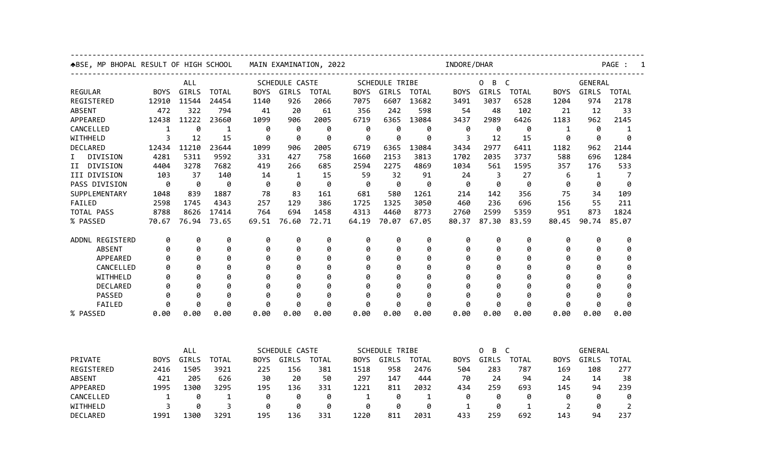## ^BSE, MP BHOPAL RESULT OF HIGH SCHOOL MAIN EXAMINATION, 2022 INDORE/DHAR

| | ALL | | | SCHEDULE CASTE | | | SCHEDULE TRIBE | | | O B C | | | GENERAL | | |
|---|---|---|---|---|---|---|---|---|---|---|---|---|---|---|---|
| REGULAR | BOYS | GIRLS | TOTAL | BOYS | GIRLS | TOTAL | BOYS | GIRLS | TOTAL | BOYS | GIRLS | TOTAL | BOYS | GIRLS | TOTAL |
| REGISTERED | 12910 | 11544 | 24454 | 1140 | 926 | 2066 | 7075 | 6607 | 13682 | 3491 | 3037 | 6528 | 1204 | 974 | 2178 |
| ABSENT | 472 | 322 | 794 | 41 | 20 | 61 | 356 | 242 | 598 | 54 | 48 | 102 | 21 | 12 | 33 |
| APPEARED | 12438 | 11222 | 23660 | 1099 | 906 | 2005 | 6719 | 6365 | 13084 | 3437 | 2989 | 6426 | 1183 | 962 | 2145 |
| CANCELLED | 1 | 0 | 1 | 0 | 0 | 0 | 0 | 0 | 0 | 0 | 0 | 0 | 1 | 0 | 1 |
| WITHHELD | 3 | 12 | 15 | 0 | 0 | 0 | 0 | 0 | 0 | 3 | 12 | 15 | 0 | 0 | 0 |
| DECLARED | 12434 | 11210 | 23644 | 1099 | 906 | 2005 | 6719 | 6365 | 13084 | 3434 | 2977 | 6411 | 1182 | 962 | 2144 |
| I DIVISION | 4281 | 5311 | 9592 | 331 | 427 | 758 | 1660 | 2153 | 3813 | 1702 | 2035 | 3737 | 588 | 696 | 1284 |
| II DIVISION | 4404 | 3278 | 7682 | 419 | 266 | 685 | 2594 | 2275 | 4869 | 1034 | 561 | 1595 | 357 | 176 | 533 |
| III DIVISION | 103 | 37 | 140 | 14 | 1 | 15 | 59 | 32 | 91 | 24 | 3 | 27 | 6 | 1 | 7 |
| PASS DIVISION | 0 | 0 | 0 | 0 | 0 | 0 | 0 | 0 | 0 | 0 | 0 | 0 | 0 | 0 | 0 |
| SUPPLEMENTARY | 1048 | 839 | 1887 | 78 | 83 | 161 | 681 | 580 | 1261 | 214 | 142 | 356 | 75 | 34 | 109 |
| FAILED | 2598 | 1745 | 4343 | 257 | 129 | 386 | 1725 | 1325 | 3050 | 460 | 236 | 696 | 156 | 55 | 211 |
| TOTAL PASS | 8788 | 8626 | 17414 | 764 | 694 | 1458 | 4313 | 4460 | 8773 | 2760 | 2599 | 5359 | 951 | 873 | 1824 |
| % PASSED | 70.67 | 76.94 | 73.65 | 69.51 | 76.60 | 72.71 | 64.19 | 70.07 | 67.05 | 80.37 | 87.30 | 83.59 | 80.45 | 90.74 | 85.07 |
| ADDNL REGISTERD | 0 | 0 | 0 | 0 | 0 | 0 | 0 | 0 | 0 | 0 | 0 | 0 | 0 | 0 | 0 |
| ABSENT | 0 | 0 | 0 | 0 | 0 | 0 | 0 | 0 | 0 | 0 | 0 | 0 | 0 | 0 | 0 |
| APPEARED | 0 | 0 | 0 | 0 | 0 | 0 | 0 | 0 | 0 | 0 | 0 | 0 | 0 | 0 | 0 |
| CANCELLED | 0 | 0 | 0 | 0 | 0 | 0 | 0 | 0 | 0 | 0 | 0 | 0 | 0 | 0 | 0 |
| WITHHELD | 0 | 0 | 0 | 0 | 0 | 0 | 0 | 0 | 0 | 0 | 0 | 0 | 0 | 0 | 0 |
| DECLARED | 0 | 0 | 0 | 0 | 0 | 0 | 0 | 0 | 0 | 0 | 0 | 0 | 0 | 0 | 0 |
| PASSED | 0 | 0 | 0 | 0 | 0 | 0 | 0 | 0 | 0 | 0 | 0 | 0 | 0 | 0 | 0 |
| FAILED | 0 | 0 | 0 | 0 | 0 | 0 | 0 | 0 | 0 | 0 | 0 | 0 | 0 | 0 | 0 |
| % PASSED | 0.00 | 0.00 | 0.00 | 0.00 | 0.00 | 0.00 | 0.00 | 0.00 | 0.00 | 0.00 | 0.00 | 0.00 | 0.00 | 0.00 | 0.00 |

| | ALL | | | SCHEDULE CASTE | | | SCHEDULE TRIBE | | | O B C | | | GENERAL | | |
|---|---|---|---|---|---|---|---|---|---|---|---|---|---|---|---|
| PRIVATE | BOYS | GIRLS | TOTAL | BOYS | GIRLS | TOTAL | BOYS | GIRLS | TOTAL | BOYS | GIRLS | TOTAL | BOYS | GIRLS | TOTAL |
| REGISTERED | 2416 | 1505 | 3921 | 225 | 156 | 381 | 1518 | 958 | 2476 | 504 | 283 | 787 | 169 | 108 | 277 |
| ABSENT | 421 | 205 | 626 | 30 | 20 | 50 | 297 | 147 | 444 | 70 | 24 | 94 | 24 | 14 | 38 |
| APPEARED | 1995 | 1300 | 3295 | 195 | 136 | 331 | 1221 | 811 | 2032 | 434 | 259 | 693 | 145 | 94 | 239 |
| CANCELLED | 1 | 0 | 1 | 0 | 0 | 0 | 1 | 0 | 1 | 0 | 0 | 0 | 0 | 0 | 0 |
| WITHHELD | 3 | 0 | 3 | 0 | 0 | 0 | 0 | 0 | 0 | 1 | 0 | 1 | 2 | 0 | 2 |
| DECLARED | 1991 | 1300 | 3291 | 195 | 136 | 331 | 1220 | 811 | 2031 | 433 | 259 | 692 | 143 | 94 | 237 |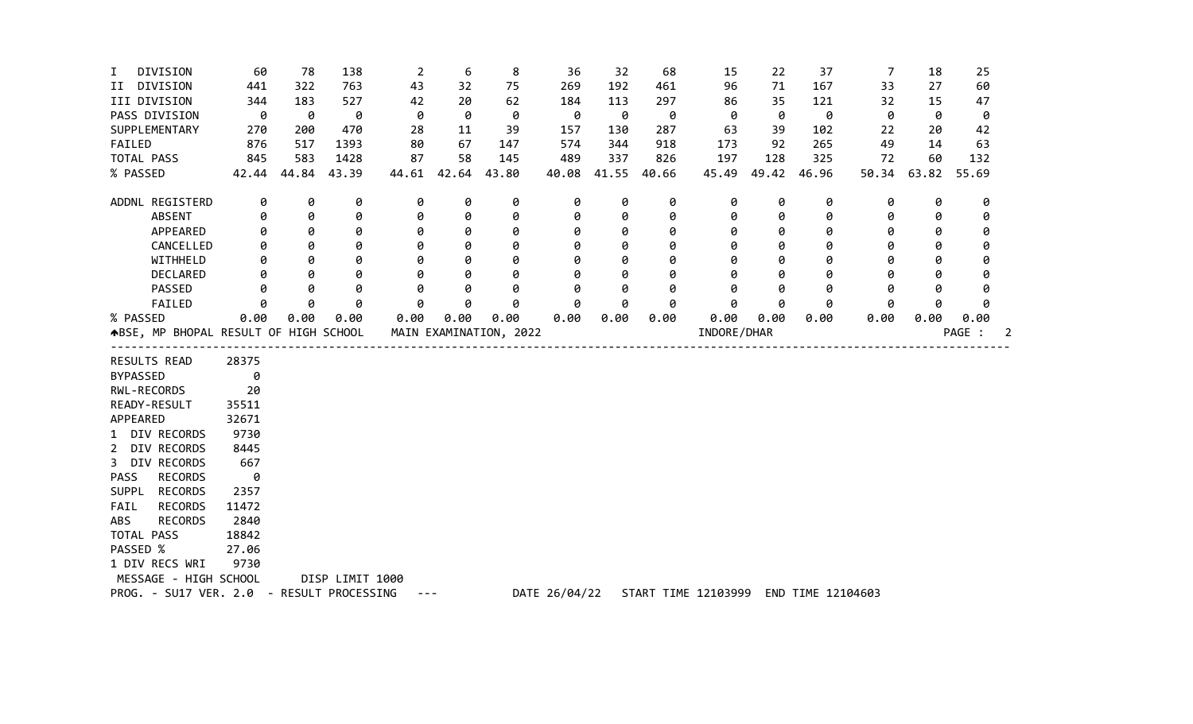| | | | | | | | | | | | | | | | |
|---|---|---|---|---|---|---|---|---|---|---|---|---|---|---|---|
| I DIVISION | 60 | 78 | 138 | 2 | 6 | 8 | 36 | 32 | 68 | 15 | 22 | 37 | 7 | 18 | 25 |
| II DIVISION | 441 | 322 | 763 | 43 | 32 | 75 | 269 | 192 | 461 | 96 | 71 | 167 | 33 | 27 | 60 |
| III DIVISION | 344 | 183 | 527 | 42 | 20 | 62 | 184 | 113 | 297 | 86 | 35 | 121 | 32 | 15 | 47 |
| PASS DIVISION | 0 | 0 | 0 | 0 | 0 | 0 | 0 | 0 | 0 | 0 | 0 | 0 | 0 | 0 | 0 |
| SUPPLEMENTARY | 270 | 200 | 470 | 28 | 11 | 39 | 157 | 130 | 287 | 63 | 39 | 102 | 22 | 20 | 42 |
| FAILED | 876 | 517 | 1393 | 80 | 67 | 147 | 574 | 344 | 918 | 173 | 92 | 265 | 49 | 14 | 63 |
| TOTAL PASS | 845 | 583 | 1428 | 87 | 58 | 145 | 489 | 337 | 826 | 197 | 128 | 325 | 72 | 60 | 132 |
| % PASSED | 42.44 | 44.84 | 43.39 | 44.61 | 42.64 | 43.80 | 40.08 | 41.55 | 40.66 | 45.49 | 49.42 | 46.96 | 50.34 | 63.82 | 55.69 |

| | | | | | | | | | | | | | | | |
|---|---|---|---|---|---|---|---|---|---|---|---|---|---|---|---|
| ADDNL REGISTERD | 0 | 0 | 0 | 0 | 0 | 0 | 0 | 0 | 0 | 0 | 0 | 0 | 0 | 0 | 0 |
| ABSENT | 0 | 0 | 0 | 0 | 0 | 0 | 0 | 0 | 0 | 0 | 0 | 0 | 0 | 0 | 0 |
| APPEARED | 0 | 0 | 0 | 0 | 0 | 0 | 0 | 0 | 0 | 0 | 0 | 0 | 0 | 0 | 0 |
| CANCELLED | 0 | 0 | 0 | 0 | 0 | 0 | 0 | 0 | 0 | 0 | 0 | 0 | 0 | 0 | 0 |
| WITHHELD | 0 | 0 | 0 | 0 | 0 | 0 | 0 | 0 | 0 | 0 | 0 | 0 | 0 | 0 | 0 |
| DECLARED | 0 | 0 | 0 | 0 | 0 | 0 | 0 | 0 | 0 | 0 | 0 | 0 | 0 | 0 | 0 |
| PASSED | 0 | 0 | 0 | 0 | 0 | 0 | 0 | 0 | 0 | 0 | 0 | 0 | 0 | 0 | 0 |
| FAILED | 0 | 0 | 0 | 0 | 0 | 0 | 0 | 0 | 0 | 0 | 0 | 0 | 0 | 0 | 0 |
| % PASSED | 0.00 | 0.00 | 0.00 | 0.00 | 0.00 | 0.00 | 0.00 | 0.00 | 0.00 | 0.00 | 0.00 | 0.00 | 0.00 | 0.00 | 0.00 |

BSE, MP BHOPAL RESULT OF HIGH SCHOOL    MAIN EXAMINATION, 2022    INDORE/DHAR

| | |
|---|---|
| RESULTS READ | 28375 |
| BYPASSED | 0 |
| RWL-RECORDS | 20 |
| READY-RESULT | 35511 |
| APPEARED | 32671 |
| 1 DIV RECORDS | 9730 |
| 2 DIV RECORDS | 8445 |
| 3 DIV RECORDS | 667 |
| PASS RECORDS | 0 |
| SUPPL RECORDS | 2357 |
| FAIL RECORDS | 11472 |
| ABS RECORDS | 2840 |
| TOTAL PASS | 18842 |
| PASSED % | 27.06 |
| 1 DIV RECS WRI | 9730 |

MESSAGE - HIGH SCHOOL    DISP LIMIT 1000

PROG. - SU17 VER. 2.0 - RESULT PROCESSING --- DATE 26/04/22 START TIME 12103999 END TIME 12104603